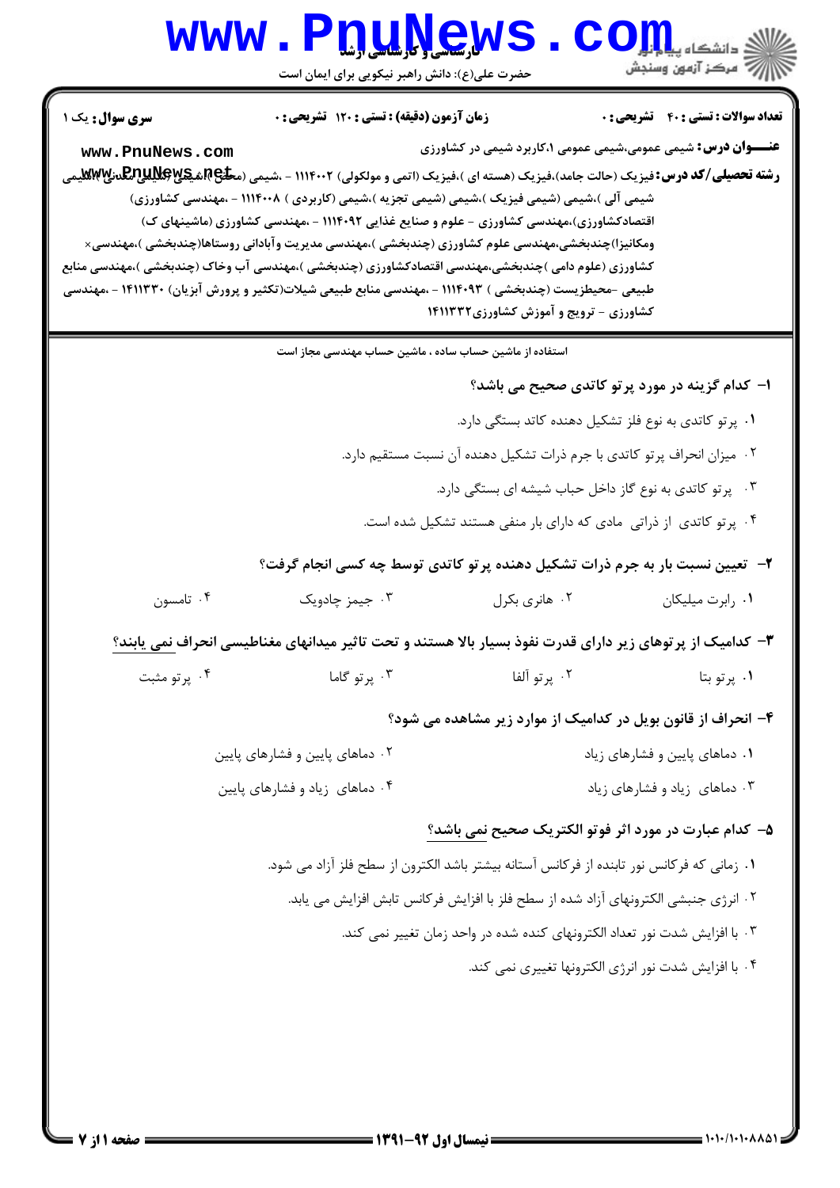سری سوال: یک ۱

زمان آزمون (دقیقه) : تستی : ۱۲۰ تشریحی : ۰

تعداد سوالات : تستی : ۴۰ تشریحی : ۰

**عنـــوان درس:** شیمی عمومی،شیمی عمومی ۱،کاربرد شیمی در کشاورزی

**رشته تحصیلی/کد درس:** فیزیک (حالت جامد)،فیزیک (هسته ای )،فیزیک (اتمی و مولکولی) ۱۱۱۴۰۰۲ - ،شیمی (محض )،شیمی (کاربردی) ،شیمی (آلی )،شیمی (شیمی فیزیک )،شیمی (شیمی تجزیه )،شیمی (کاربردی ) ۱۱۱۴۰۰۸ - ،مهندسی کشاورزی) اقتصادکشاورزی)،مهندسی کشاورزی - علوم و صنایع غذایی ۱۱۱۴۰۹۲ - ،مهندسی کشاورزی (ماشینهای ک ومکانیزا)چندبخشی،مهندسی علوم کشاورزی (چندبخشی )،مهندسی مدیریت وآبادانی روستاها(چندبخشی )،مهندسی× کشاورزی (علوم دامی )چندبخشی،مهندسی اقتصادکشاورزی (چندبخشی )،مهندسی آب وخاک (چندبخشی )،مهندسی منابع طبیعی -محیطزیست (چندبخشی ) ۱۱۱۴۰۹۳ - ،مهندسی منابع طبیعی شیلات(تکثیر و پرورش آبزیان) ۱۴۱۱۳۳۰ - ،مهندسی کشاورزی - ترویج و آموزش کشاورزی۱۴۱۱۳۳۲

استفاده از ماشین حساب ساده ، ماشین حساب مهندسی مجاز است

**۱- کدام گزینه در مورد پرتو کاتدی صحیح می باشد؟**

۱. پرتو کاتدی به نوع فلز تشکیل دهنده کاتد بستگی دارد.

۲. میزان انحراف پرتو کاتدی با جرم ذرات تشکیل دهنده آن نسبت مستقیم دارد.

۳. پرتو کاتدی به نوع گاز داخل حباب شیشه ای بستگی دارد.

۴. پرتو کاتدی از ذراتی مادی که دارای بار منفی هستند تشکیل شده است.

**۲- تعیین نسبت بار به جرم ذرات تشکیل دهنده پرتو کاتدی توسط چه کسی انجام گرفت؟**

۱. رابرت میلیکان ۲. هانری بکرل ۳. جیمز چادویک ۴. تامسون

**۳- کدامیک از پرتوهای زیر دارای قدرت نفوذ بسیار بالا هستند و تحت تاثیر میدانهای مغناطیسی انحراف نمی یابند؟**

۱. پرتو بتا ۲. پرتو آلفا ۳. پرتو گاما ۴. پرتو مثبت

**۴- انحراف از قانون بویل در کدامیک از موارد زیر مشاهده می شود؟**

۱. دماهای پایین و فشارهای زیاد

۲. دماهای پایین و فشارهای پایین

۳. دماهای زیاد و فشارهای زیاد

۴. دماهای زیاد و فشارهای پایین

**۵- کدام عبارت در مورد اثر فوتو الکتریک صحیح نمی باشد؟**

۱. زمانی که فرکانس نور تابنده از فرکانس آستانه بیشتر باشد الکترون از سطح فلز آزاد می شود.

۲. انرژی جنبشی الکترونهای آزاد شده از سطح فلز با افزایش فرکانس تابش افزایش می یابد.

۳. با افزایش شدت نور تعداد الکترونهای کنده شده در واحد زمان تغییر نمی کند.

۴. با افزایش شدت نور انرژی الکترونها تغییری نمی کند.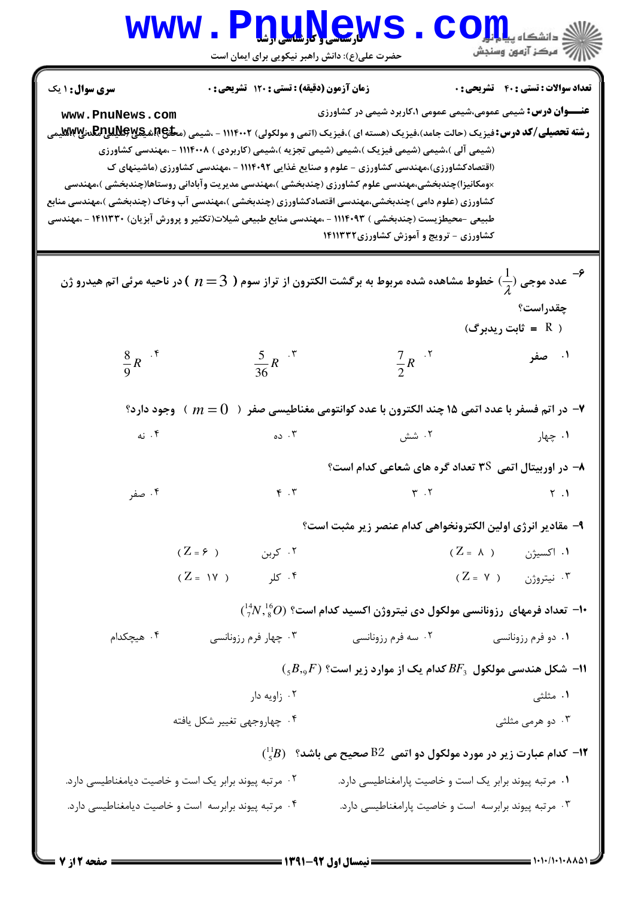**سری سوال:** ۱ یک

**زمان آزمون (دقیقه) : تستی :** ۱۲۰ **تشریحی :** ۰

**تعداد سوالات : تستی :** ۴۰ **تشریحی :** ۰

**عنـــوان درس:** شیمی عمومی،شیمی عمومی ۱،کاربرد شیمی در کشاورزی

**رشته تحصیلی/کد درس:** فیزیک (حالت جامد)،فیزیک (هسته ای )،فیزیک (اتمی و مولکولی) ۱۱۱۴۰۰۲ - ،شیمی (محض )،شیمی (شیمی معدنی)،شیمی (شیمی آلی )،شیمی (شیمی فیزیک )،شیمی (شیمی تجزیه )،شیمی (کاربردی ) ۱۱۱۴۰۰۸ - ،مهندسی کشاورزی (اقتصادکشاورزی)،مهندسی کشاورزی - علوم و صنایع غذایی ۱۱۱۴۰۹۲ - ،مهندسی کشاورزی (ماشینهای ک ×ومکانیزا)چندبخشی،مهندسی علوم کشاورزی (چندبخشی )،مهندسی مدیریت وآبادانی روستاها(چندبخشی )،مهندسی کشاورزی (علوم دامی )چندبخشی،مهندسی اقتصادکشاورزی (چندبخشی )،مهندسی آب وخاک (چندبخشی )،مهندسی منابع طبیعی -محیطزیست (چندبخشی ) ۱۱۱۴۰۹۳ - ،مهندسی منابع طبیعی شیلات(تکثیر و پرورش آبزیان) ۱۴۱۱۳۳۰ - ،مهندسی کشاورزی - ترویج و آموزش کشاورزی۱۴۱۱۳۳۲

۶- عدد موجی ($\frac{1}{\lambda}$) خطوط مشاهده شده مربوط به برگشت الکترون از تراز سوم ( $n=3$ ) در ناحیه مرئی اتم هیدروژن چقدراست؟

( R = ثابت ریدبرگ)

۱. صفر

۲. $\frac{7}{2}R$

۳. $\frac{5}{36}R$

۴. $\frac{8}{9}R$

۷- در اتم فسفر با عدد اتمی ۱۵ چند الکترون با عدد کوانتومی مغناطیسی صفر ( $m=0$ ) وجود دارد؟

۱. چهار

۲. شش

۳. ده

۴. نه

۸- در اوربیتال اتمی 3S تعداد گره های شعاعی کدام است؟

۱. ۲

۲. ۳

۳. ۴

۴. صفر

۹- مقادیر انرژی اولین الکترونخواهی کدام عنصر زیر مثبت است؟

۱. اکسیژن ( Z = ۸ )

۲. کربن ( Z = ۶ )

۳. نیتروژن ( Z = ۷ )

۴. کلر ( Z = ۱۷ )

۱۰- تعداد فرمهای رزونانسی مولکول دی نیتروژن اکسید کدام است؟ $({}^{14}_{7}N, {}^{16}_{8}O)$

۱. دو فرم رزونانسی

۲. سه فرم رزونانسی

۳. چهار فرم رزونانسی

۴. هیچکدام

۱۱- شکل هندسی مولکول $BF_3$ کدام یک از موارد زیر است؟ $({}_{5}B, {}_{9}F)$

۱. مثلثی

۲. زاویه دار

۳. دو هرمی مثلثی

۴. چهاروجهی تغییر شکل یافته

۱۲- کدام عبارت زیر در مورد مولکول دو اتمی B2 صحیح می باشد؟ $({}^{11}_{5}B)$

۱. مرتبه پیوند برابر یک است و خاصیت پارامغناطیسی دارد.

۲. مرتبه پیوند برابر یک است و خاصیت دیامغناطیسی دارد.

۳. مرتبه پیوند برابرسه است و خاصیت پارامغناطیسی دارد.

۴. مرتبه پیوند برابرسه است و خاصیت دیامغناطیسی دارد.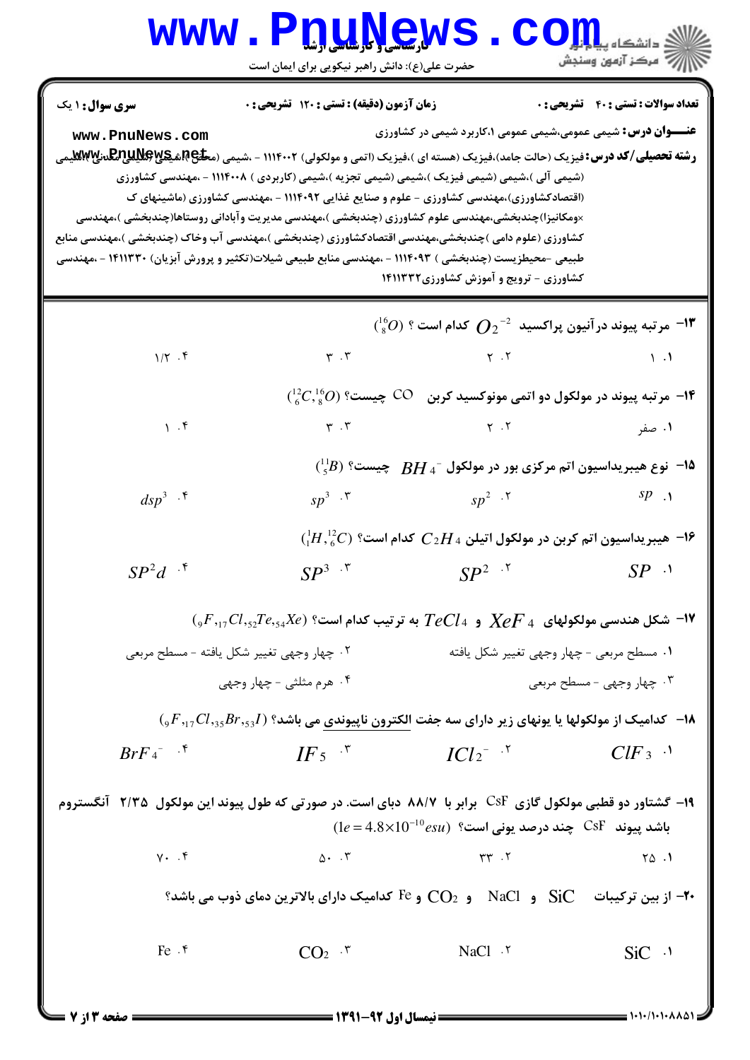**سری سؤال:** ۱ یک

**زمان آزمون (دقیقه) : تستی :** ۱۲۰ **تشریحی :** ۰

**تعداد سوالات : تستی :** ۴۰ **تشریحی :** ۰

**عنـــوان درس:** شیمی عمومی،شیمی عمومی ۱،کاربرد شیمی در کشاورزی

**رشته تحصیلی/کد درس:** فیزیک (حالت جامد)،فیزیک (هسته ای )،فیزیک (اتمی و مولکولی) ۱۱۱۴۰۰۲ - ،شیمی (محض )،شیمی (کاربردی) ،شیمی (شیمی آلی )،شیمی (شیمی فیزیک )،شیمی (شیمی تجزیه )،شیمی (کاربردی ) ۱۱۱۴۰۰۸ - ،مهندسی کشاورزی (اقتصادکشاورزی)،مهندسی کشاورزی - علوم و صنایع غذایی ۱۱۱۴۰۹۲ - ،مهندسی کشاورزی (ماشینهای ک ×ومکانیزا)چندبخشی،مهندسی علوم کشاورزی (چندبخشی )،مهندسی مدیریت وآبادانی روستاها(چندبخشی )،مهندسی کشاورزی (علوم دامی )چندبخشی،مهندسی اقتصادکشاورزی (چندبخشی )،مهندسی آب وخاک (چندبخشی )،مهندسی منابع طبیعی -محیطزیست (چندبخشی ) ۱۱۱۴۰۹۳ - ،مهندسی منابع طبیعی شیلات(تکثیر و پرورش آبزیان) ۱۴۱۱۳۳۰ - ،مهندسی کشاورزی - ترویج و آموزش کشاورزی۱۴۱۱۳۳۲

---

۱۳- مرتبه پیوند درآنیون پراکسید $O_2^{-2}$ کدام است ؟ $({}^{16}_{8}O)$

۱. ۱
۲. ۲
۳. ۳
۴. ۱/۲

۱۴- مرتبه پیوند در مولکول دو اتمی مونوکسید کربن CO چیست؟ $({}^{12}_{6}C, {}^{16}_{8}O)$

۱. صفر
۲. ۲
۳. ۳
۴. ۱

۱۵- نوع هیبریداسیون اتم مرکزی بور در مولکول $BH_4^-$ چیست؟ $({}^{11}_{5}B)$

۱. $sp$
۲. $sp^2$
۳. $sp^3$
۴. $dsp^3$

۱۶- هیبریداسیون اتم کربن در مولکول اتیلن $C_2H_4$ کدام است؟ $({}^{1}_{1}H, {}^{12}_{6}C)$

۱. $SP$
۲. $SP^2$
۳. $SP^3$
۴. $SP^2d$

۱۷- شکل هندسی مولکولهای $XeF_4$ و $TeCl_4$ به ترتیب کدام است؟ $({}_{9}F, {}_{17}Cl, {}_{52}Te, {}_{54}Xe)$

۱. مسطح مربعی - چهار وجهی تغییر شکل یافته
۲. چهار وجهی تغییر شکل یافته - مسطح مربعی
۳. چهار وجهی - مسطح مربعی
۴. هرم مثلثی - چهار وجهی

۱۸- کدامیک از مولکولها یا یونهای زیر دارای سه جفت الکترون ناپیوندی می باشد؟ $({}_{9}F, {}_{17}Cl, {}_{35}Br, {}_{53}I)$

۱. $ClF_3$
۲. $ICl_2^-$
۳. $IF_5$
۴. $BrF_4^-$

۱۹- گشتاور دو قطبی مولکول گازی CsF برابر با ۸۸/۷ دبای است. در صورتی که طول پیوند این مولکول ۲/۳۵ آنگستروم باشد پیوند CsF چند درصد یونی است؟ $(1e = 4.8\times10^{-10}esu)$

۱. ۲۵
۲. ۳۳
۳. ۵۰
۴. ۷۰

۲۰- از بین ترکیبات SiC و NaCl و $CO_2$ و Fe کدامیک دارای بالاترین دمای ذوب می باشد؟

۱. SiC
۲. NaCl
۳. $CO_2$
۴. Fe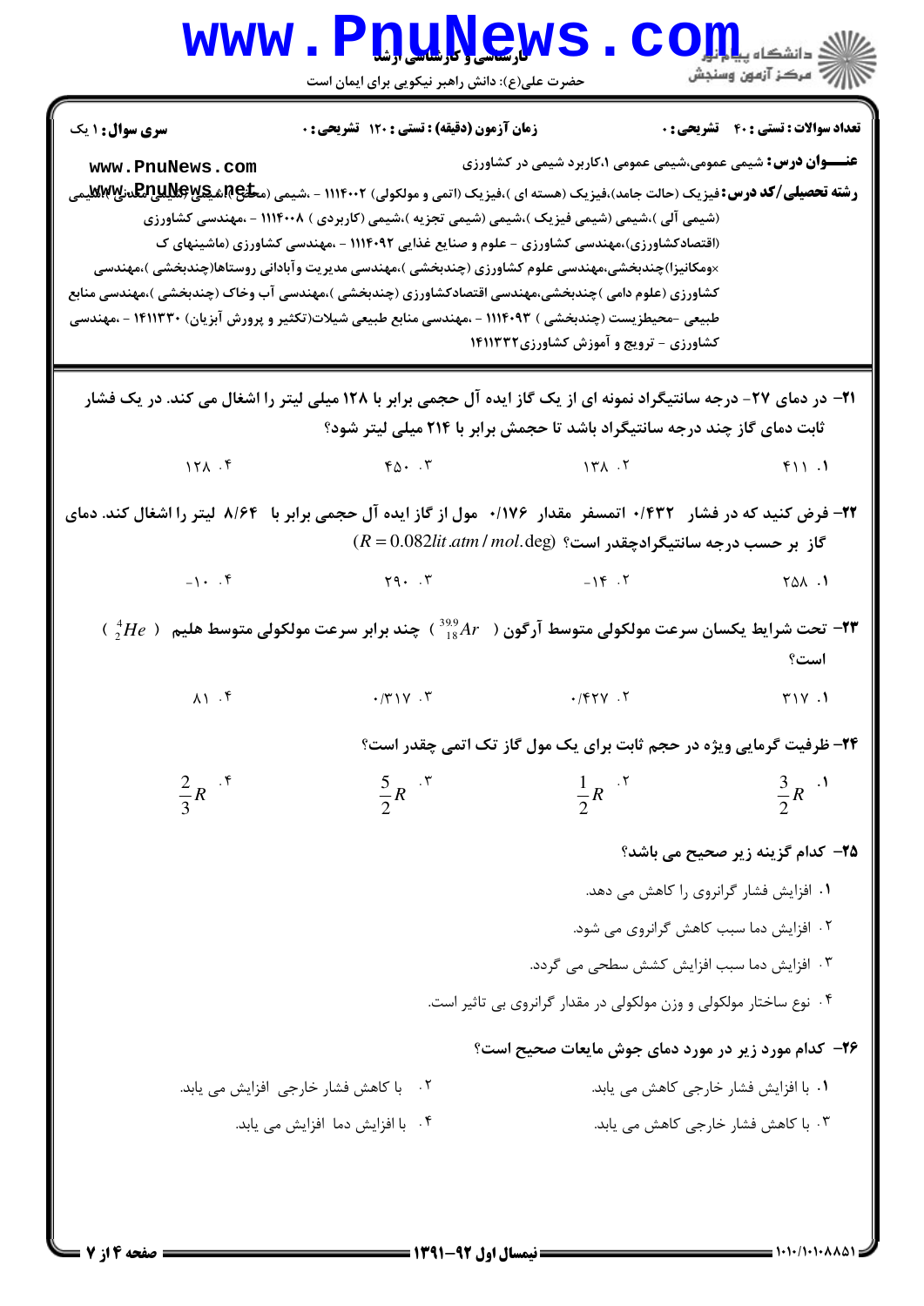**سری سوال:** ۱ یک

**زمان آزمون (دقیقه) : تستی : ۱۲۰ تشریحی : ۰**

**تعداد سوالات : تستی : ۴۰ تشریحی : ۰**

**عنـــوان درس:** شیمی عمومی،شیمی عمومی ۱،کاربرد شیمی در کشاورزی

**رشته تحصیلی/کد درس:** فیزیک (حالت جامد)،فیزیک (هسته ای )،فیزیک (اتمی و مولکولی) ۱۱۱۴۰۰۲ - ،شیمی (محض )،شیمی (شیمی معدنی )،شیمی (شیمی آلی )،شیمی (شیمی فیزیک )،شیمی (شیمی تجزیه )،شیمی (کاربردی ) ۱۱۱۴۰۰۸ - ،مهندسی کشاورزی (اقتصادکشاورزی)،مهندسی کشاورزی - علوم و صنایع غذایی ۱۱۱۴۰۹۲ - ،مهندسی کشاورزی (ماشینهای ک ×ومکانیزا)چندبخشی،مهندسی علوم کشاورزی (چندبخشی )،مهندسی مدیریت وآبادانی روستاها(چندبخشی )،مهندسی کشاورزی (علوم دامی )چندبخشی،مهندسی اقتصادکشاورزی (چندبخشی )،مهندسی آب وخاک (چندبخشی )،مهندسی منابع طبیعی -محیطزیست (چندبخشی ) ۱۱۱۴۰۹۳ - ،مهندسی منابع طبیعی شیلات(تکثیر و پرورش آبزیان) ۱۴۱۱۳۳۰ - ،مهندسی کشاورزی - ترویج و آموزش کشاورزی۱۴۱۱۳۳۲

---

**۲۱-** در دمای ۲۷- درجه سانتیگراد نمونه ای از یک گاز ایده آل حجمی برابر با ۱۲۸ میلی لیتر را اشغال می کند. در یک فشار ثابت دمای گاز چند درجه سانتیگراد باشد تا حجمش برابر با ۲۱۴ میلی لیتر شود؟

۱. ۴۱۱
۲. ۱۳۸
۳. ۴۵۰
۴. ۱۲۸

**۲۲-** فرض کنید که در فشار ۰/۴۳۲ اتمسفر مقدار ۰/۱۷۶ مول از گاز ایده آل حجمی برابر با ۸/۶۴ لیتر را اشغال کند. دمای گاز بر حسب درجه سانتیگرادچقدر است؟ $(R = 0.082 lit.atm/mol.deg)$

۱. ۲۵۸
۲. ۱۴-
۳. ۲۹۰
۴. ۱۰-

**۲۳-** تحت شرایط یکسان سرعت مولکولی متوسط آرگون ( $^{39.9}_{18}Ar$ ) چند برابر سرعت مولکولی متوسط هلیم ( $^{4}_{2}He$ ) است؟

۱. ۳۱۷
۲. ۰/۴۲۷
۳. ۰/۳۱۷
۴. ۸۱

**۲۴-** ظرفیت گرمایی ویژه در حجم ثابت برای یک مول گاز تک اتمی چقدر است؟

۱. $\frac{3}{2}R$
۲. $\frac{1}{2}R$
۳. $\frac{5}{2}R$
۴. $\frac{2}{3}R$

**۲۵-** کدام گزینه زیر صحیح می باشد؟

۱. افزایش فشار گرانروی را کاهش می دهد.
۲. افزایش دما سبب کاهش گرانروی می شود.
۳. افزایش دما سبب افزایش کشش سطحی می گردد.
۴. نوع ساختار مولکولی و وزن مولکولی در مقدار گرانروی بی تاثیر است.

**۲۶-** کدام مورد زیر در مورد دمای جوش مایعات صحیح است؟

۱. با افزایش فشار خارجی کاهش می یابد.
۲. با کاهش فشار خارجی افزایش می یابد.
۳. با کاهش فشار خارجی کاهش می یابد.
۴. با افزایش دما افزایش می یابد.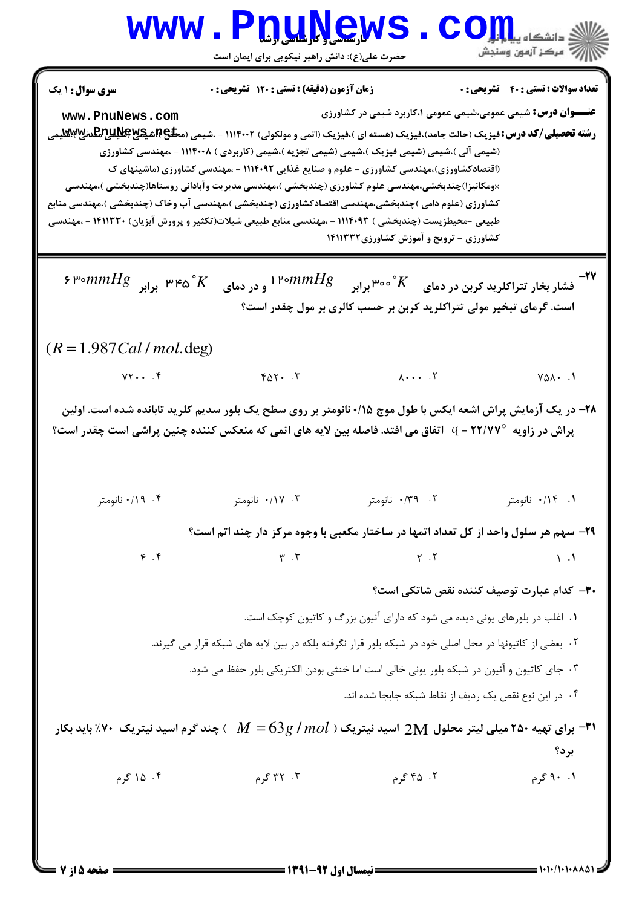**سری سوال:** ۱ یک

**زمان آزمون (دقیقه) : تستی :** ۱۲۰ **تشریحی :** ۰

**تعداد سوالات : تستی :** ۴۰ **تشریحی :** ۰

**عنـــوان درس:** شیمی عمومی،شیمی عمومی ۱،کاربرد شیمی در کشاورزی

**رشته تحصیلی/کد درس:** فیزیک (حالت جامد)،فیزیک (هسته ای )،فیزیک (اتمی و مولکولی) ۱۱۱۴۰۰۲ - ،شیمی (محض )،شیمی (شیمی معدنی )،شیمی (شیمی آلی )،شیمی (شیمی فیزیک )،شیمی (شیمی تجزیه )،شیمی (کاربردی ) ۱۱۱۴۰۰۸ - ،مهندسی کشاورزی (اقتصادکشاورزی)،مهندسی کشاورزی - علوم و صنایع غذایی ۱۱۱۴۰۹۲ - ،مهندسی کشاورزی (ماشینهای ک ×ومکانیزا)چندبخشی،مهندسی علوم کشاورزی (چندبخشی )،مهندسی مدیریت وآبادانی روستاها(چندبخشی )،مهندسی کشاورزی (علوم دامی )چندبخشی،مهندسی اقتصادکشاورزی (چندبخشی )،مهندسی آب وخاک (چندبخشی )،مهندسی منابع طبیعی -محیطزیست (چندبخشی ) ۱۱۱۴۰۹۳ - ،مهندسی منابع طبیعی شیلات(تکثیر و پرورش آبزیان) ۱۴۱۱۳۳۰ - ،مهندسی کشاورزی - ترویج و آموزش کشاورزی۱۴۱۱۳۳۲

---

**۲۷-** فشار بخار تتراکلرید کربن در دمای $300^\circ K$ برابر $120 mmHg$ و در دمای $345^\circ K$ برابر $630 mmHg$ است. گرمای تبخیر مولی تتراکلرید کربن بر حسب کالری بر مول چقدر است؟

$(R = 1.987 Cal/mol.deg)$

۱. ۷۵۸۰

۲. ۸۰۰۰

۳. ۴۵۲۰

۴. ۷۲۰۰

**۲۸-** در یک آزمایش پراش اشعه ایکس با طول موج ۰/۱۵ نانومتر بر روی سطح یک بلور سدیم کلرید تابانده شده است. اولین پراش در زاویه $q = 22/77^\circ$ اتفاق می افتد. فاصله بین لایه های اتمی که منعکس کننده چنین پراشی است چقدر است؟

۱. ۰/۱۴ نانومتر

۲. ۰/۳۹ نانومتر

۳. ۰/۱۷ نانومتر

۴. ۰/۱۹ نانومتر

**۲۹-** سهم هر سلول واحد از کل تعداد اتمها در ساختار مکعبی با وجوه مرکز دار چند اتم است؟

۱. ۱

۲. ۲

۳. ۳

۴. ۴

**۳۰-** کدام عبارت توصیف کننده نقص شاتکی است؟

۱. اغلب در بلورهای یونی دیده می شود که دارای آنیون بزرگ و کاتیون کوچک است.

۲. بعضی از کاتیونها در محل اصلی خود در شبکه بلور قرار نگرفته بلکه در بین لایه های شبکه قرار می گیرند.

۳. جای کاتیون و آنیون در شبکه بلور یونی خالی است اما خنثی بودن الکتریکی بلور حفظ می شود.

۴. در این نوع نقص یک ردیف از نقاط شبکه جابجا شده اند.

**۳۱-** برای تهیه ۲۵۰ میلی لیتر محلول $2M$ اسید نیتریک ( $M = 63 g/mol$ ) چند گرم اسید نیتریک ۷۰٪ باید بکار برد؟

۱. ۹۰ گرم

۲. ۴۵ گرم

۳. ۳۲ گرم

۴. ۱۵ گرم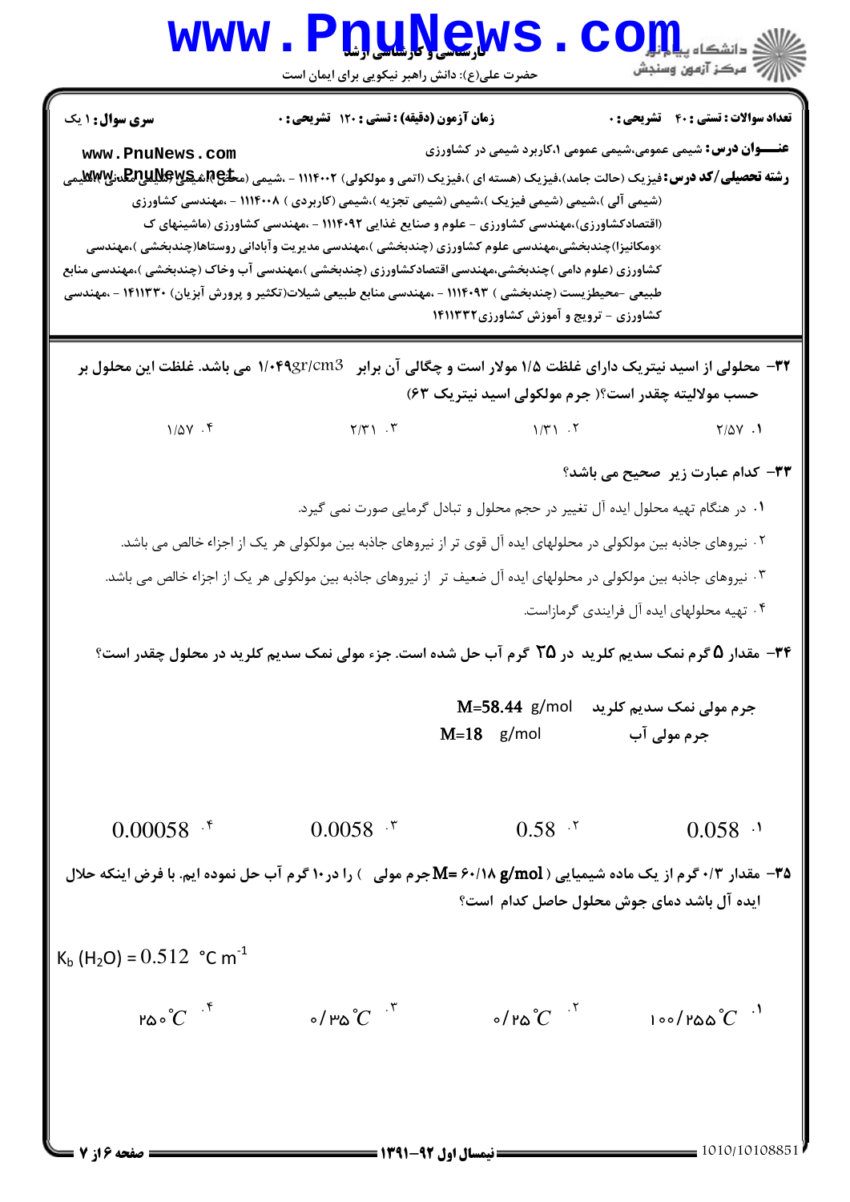**سری سوال:** ۱ یک | **زمان آزمون (دقیقه) : تستی :** ۱۲۰ **تشریحی :** ۰ | **تعداد سوالات : تستی :** ۴۰ **تشریحی :** ۰

**عنـــوان درس:** شیمی عمومی،شیمی عمومی ۱،کاربرد شیمی در کشاورزی

**رشته تحصیلی/کد درس:** فیزیک (حالت جامد)،فیزیک (هسته ای )،فیزیک (اتمی و مولکولی) ۱۱۱۴۰۰۲ - ،شیمی (محض )،شیمی (شیمی معدنی )،شیمی (شیمی آلی )،شیمی (شیمی فیزیک )،شیمی (شیمی تجزیه )،شیمی (کاربردی ) ۱۱۱۴۰۰۸ - ،مهندسی کشاورزی (اقتصادکشاورزی)،مهندسی کشاورزی - علوم و صنایع غذایی ۱۱۱۴۰۹۲ - ،مهندسی کشاورزی (ماشینهای ک ×ومکانیزا)چندبخشی،مهندسی علوم کشاورزی (چندبخشی )،مهندسی مدیریت وآبادانی روستاها(چندبخشی )،مهندسی کشاورزی (علوم دامی )چندبخشی،مهندسی اقتصادکشاورزی (چندبخشی )،مهندسی آب وخاک (چندبخشی )،مهندسی منابع طبیعی -محیطزیست (چندبخشی ) ۱۱۱۴۰۹۳ - ،مهندسی منابع طبیعی شیلات(تکثیر و پرورش آبزیان) ۱۴۱۱۳۳۰ - ،مهندسی کشاورزی - ترویج و آموزش کشاورزی۱۴۱۱۳۳۲

۳۲- محلولی از اسید نیتریک دارای غلظت ۱/۵ مولار است و چگالی آن برابر ۱/۰۴۹gr/cm3 می باشد. غلظت این محلول بر حسب مولالیته چقدر است؟( جرم مولکولی اسید نیتریک ۶۳)

۱. ۲/۵۷
۲. ۱/۳۱
۳. ۲/۳۱
۴. ۱/۵۷

۳۳- کدام عبارت زیر صحیح می باشد؟

۱. در هنگام تهیه محلول ایده آل تغییر در حجم محلول و تبادل گرمایی صورت نمی گیرد.
۲. نیروهای جاذبه بین مولکولی در محلولهای ایده آل قوی تر از نیروهای جاذبه بین مولکولی هر یک از اجزاء خالص می باشد.
۳. نیروهای جاذبه بین مولکولی در محلولهای ایده آل ضعیف تر از نیروهای جاذبه بین مولکولی هر یک از اجزاء خالص می باشد.
۴. تهیه محلولهای ایده آل فرایندی گرمازاست.

۳۴- مقدار ۵ گرم نمک سدیم کلرید در ۲۵ گرم آب حل شده است. جزء مولی نمک سدیم کلرید در محلول چقدر است؟

جرم مولی نمک سدیم کلرید M=58.44 g/mol

جرم مولی آب M=18 g/mol

۱. 0.058
۲. 0.58
۳. 0.0058
۴. 0.00058

۳۵- مقدار ۰/۳ گرم از یک ماده شیمیایی ( M= ۶۰/۱۸ g/mol جرم مولی ) را در۱۰ گرم آب حل نموده ایم. با فرض اینکه حلال ایده آل باشد دمای جوش محلول حاصل کدام است؟

$K_b (H_2O) = 0.512$ °C $m^{-1}$

۱. ۱۰۰/۲۵۵°C
۲. ۰/۲۵°C
۳. ۰/۳۵°C
۴. ۲۵۰°C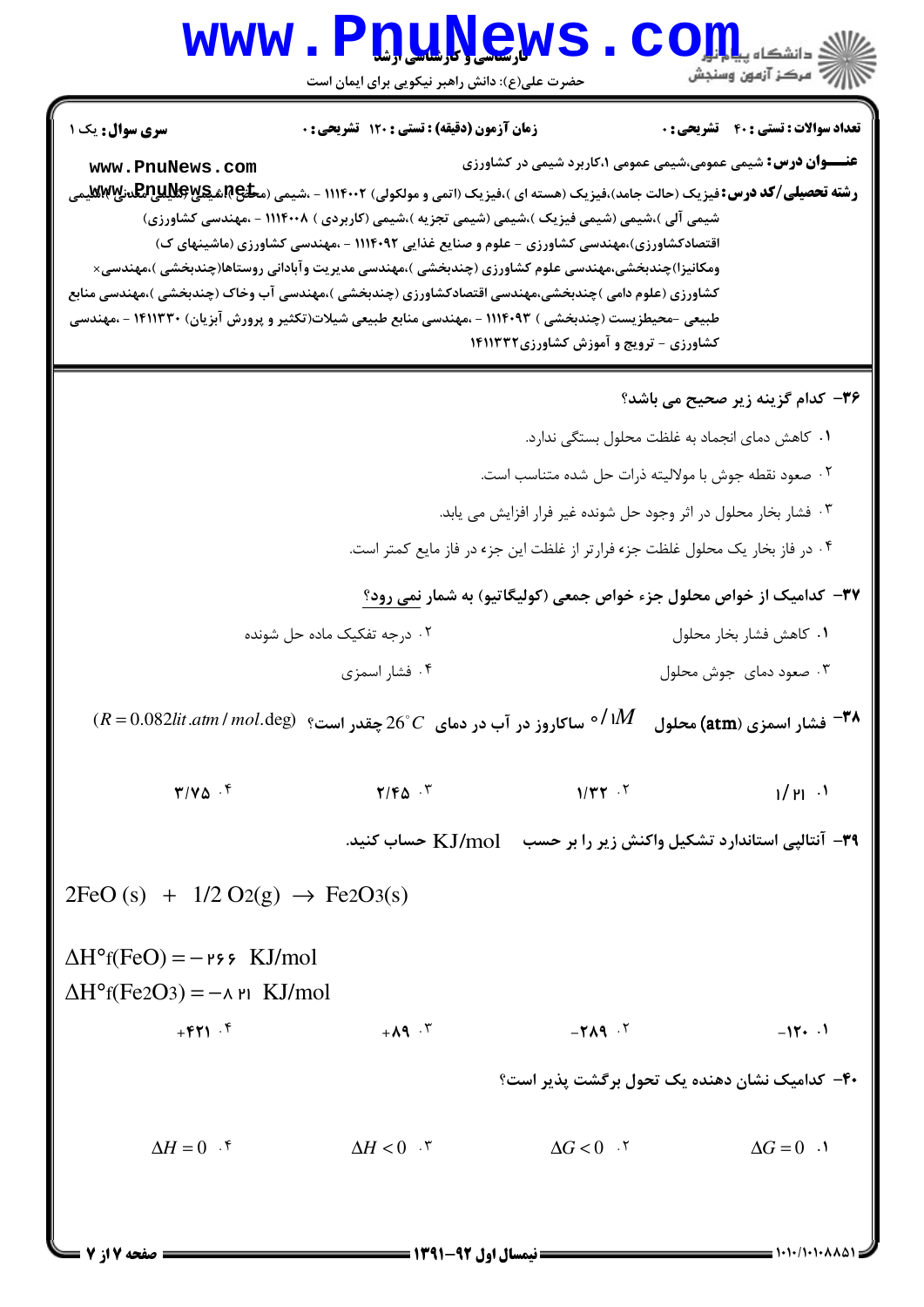**تعداد سوالات : تستی : ۴۰ تشریحی : ۰** | **زمان آزمون (دقیقه) : تستی : ۱۲۰ تشریحی : ۰** | **سری سوال :** یک ۱

**عنـــوان درس:** شیمی عمومی،شیمی عمومی ۱،کاربرد شیمی در کشاورزی

**رشته تحصیلی/کد درس:** فیزیک (حالت جامد)،فیزیک (هسته ای )،فیزیک (اتمی و مولکولی) ۱۱۱۴۰۰۲ - ،شیمی (محض )،شیمی (شیمی معدنی )،شیمی (شیمی آلی )،شیمی (شیمی فیزیک )،شیمی (شیمی تجزیه )،شیمی (کاربردی ) ۱۱۱۴۰۰۸ - ،مهندسی کشاورزی (اقتصادکشاورزی)،مهندسی کشاورزی - علوم و صنایع غذایی ۱۱۱۴۰۹۲ - ،مهندسی کشاورزی (ماشینهای ک ومکانیزا)چندبخشی،مهندسی علوم کشاورزی (چندبخشی )،مهندسی مدیریت وآبادانی روستاها(چندبخشی )،مهندسی× کشاورزی (علوم دامی )چندبخشی،مهندسی اقتصادکشاورزی (چندبخشی )،مهندسی آب وخاک (چندبخشی )،مهندسی منابع طبیعی -محیطزیست (چندبخشی ) ۱۱۱۴۰۹۳ - ،مهندسی منابع طبیعی شیلات(تکثیر و پرورش آبزیان) ۱۴۱۱۳۳۰ - ،مهندسی کشاورزی - ترویج و آموزش کشاورزی۱۴۱۱۳۳۲

---

**۳۶- کدام گزینه زیر صحیح می باشد؟**

۱. کاهش دمای انجماد به غلظت محلول بستگی ندارد.

۲. صعود نقطه جوش با مولالیته ذرات حل شده متناسب است.

۳. فشار بخار محلول در اثر وجود حل شونده غیر فرار افزایش می یابد.

۴. در فاز بخار یک محلول غلظت جزء فرارتر از غلظت این جزء در فاز مایع کمتر است.

**۳۷- کدامیک از خواص محلول جزء خواص جمعی (کولیگاتیو) به شمار نمی رود؟**

۱. کاهش فشار بخار محلول

۲. درجه تفکیک ماده حل شونده

۳. صعود دمای جوش محلول

۴. فشار اسمزی

**۳۸- فشار اسمزی (atm) محلول $0/1M$ ساکاروز در آب در دمای $26^{\circ}C$ چقدر است؟ $(R = 0.082 lit.atm/mol.deg)$**

۱. ۱/۲۱

۲. ۱/۳۲

۳. ۲/۴۵

۴. ۳/۷۵

**۳۹- آنتالپی استاندارد تشکیل واکنش زیر را بر حسب KJ/mol حساب کنید.**

$$2FeO(s) + 1/2\,O_2(g) \rightarrow Fe_2O_3(s)$$

$$\Delta H^{\circ}_f(FeO) = -266 \text{ KJ/mol}$$

$$\Delta H^{\circ}_f(Fe_2O_3) = -821 \text{ KJ/mol}$$

۱. ۱۲۰-

۲. ۲۸۹-

۳. ۸۹+

۴. ۴۲۱+

**۴۰- کدامیک نشان دهنده یک تحول برگشت پذیر است؟**

۱. $\Delta G = 0$

۲. $\Delta G < 0$

۳. $\Delta H < 0$

۴. $\Delta H = 0$